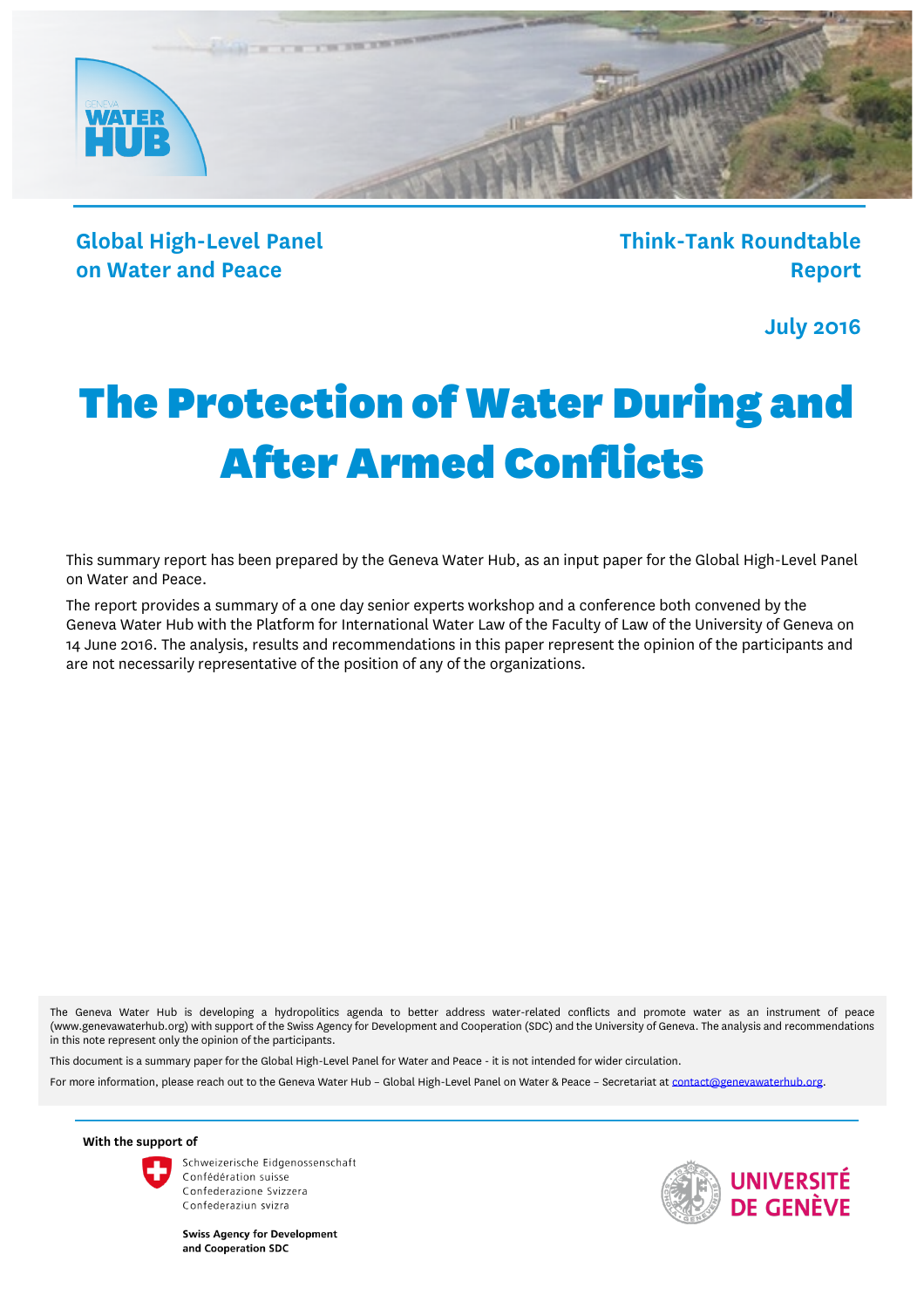Global High-Level Panel on Water and Peace

Think-Tank Roundtable Report

July 2016

# The Protection of Water During and After Armed Conflicts

This summary report has been prepared by the Geneva Water Hub, as an input paper for the Global High-Level Panel on Water and Peace.

The report provides a summary of a one day senior experts workshop and a conference both convened by the Geneva Water Hub with the Platform for International Water Law of the Faculty of Law of the University of Geneva on 14 June 2016. The analysis, results and recommendations in this paper represent the opinion of the participants and are not necessarily representative of the position of any of the organizations.

The Geneva Water Hub is developing a hydropolitics agenda to better address water-related conflicts and promote water as an instrument of peace (www.genevawaterhub.org) with support of the Swiss Agency for Development and Cooperation (SDC) and the University of Geneva. The analysis and recommendations in this note represent only the opinion of the participants.

This document is a summary paper for the Global High-Level Panel for Water and Peace - it is not intended for wider circulation.

For more information, please reach out to the Geneva Water Hub – Global High-Level Panel on Water & Peace – Secretariat at contact@genevawaterhub.org.

**With the support of**

Schweizerische Eidgenossenschaft
Confédération suisse
Confederazione Svizzera
Confederaziun svizra

**Swiss Agency for Development and Cooperation SDC**

UNIVERSITÉ DE GENÈVE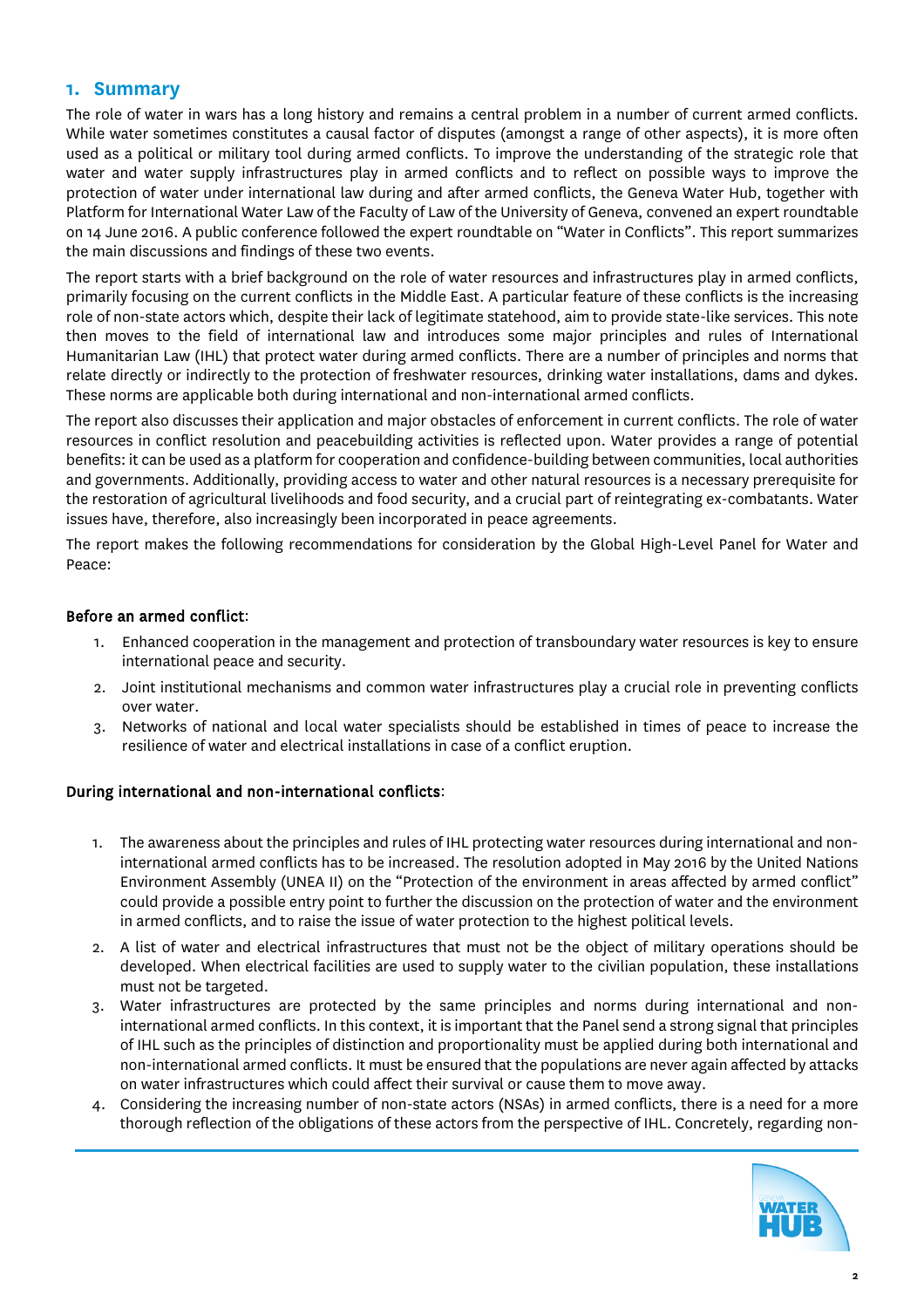## 1. Summary

The role of water in wars has a long history and remains a central problem in a number of current armed conflicts. While water sometimes constitutes a causal factor of disputes (amongst a range of other aspects), it is more often used as a political or military tool during armed conflicts. To improve the understanding of the strategic role that water and water supply infrastructures play in armed conflicts and to reflect on possible ways to improve the protection of water under international law during and after armed conflicts, the Geneva Water Hub, together with Platform for International Water Law of the Faculty of Law of the University of Geneva, convened an expert roundtable on 14 June 2016. A public conference followed the expert roundtable on "Water in Conflicts". This report summarizes the main discussions and findings of these two events.

The report starts with a brief background on the role of water resources and infrastructures play in armed conflicts, primarily focusing on the current conflicts in the Middle East. A particular feature of these conflicts is the increasing role of non-state actors which, despite their lack of legitimate statehood, aim to provide state-like services. This note then moves to the field of international law and introduces some major principles and rules of International Humanitarian Law (IHL) that protect water during armed conflicts. There are a number of principles and norms that relate directly or indirectly to the protection of freshwater resources, drinking water installations, dams and dykes. These norms are applicable both during international and non-international armed conflicts.

The report also discusses their application and major obstacles of enforcement in current conflicts. The role of water resources in conflict resolution and peacebuilding activities is reflected upon. Water provides a range of potential benefits: it can be used as a platform for cooperation and confidence-building between communities, local authorities and governments. Additionally, providing access to water and other natural resources is a necessary prerequisite for the restoration of agricultural livelihoods and food security, and a crucial part of reintegrating ex-combatants. Water issues have, therefore, also increasingly been incorporated in peace agreements.

The report makes the following recommendations for consideration by the Global High-Level Panel for Water and Peace:

**Before an armed conflict**:

1. Enhanced cooperation in the management and protection of transboundary water resources is key to ensure international peace and security.
2. Joint institutional mechanisms and common water infrastructures play a crucial role in preventing conflicts over water.
3. Networks of national and local water specialists should be established in times of peace to increase the resilience of water and electrical installations in case of a conflict eruption.

**During international and non-international conflicts**:

1. The awareness about the principles and rules of IHL protecting water resources during international and non-international armed conflicts has to be increased. The resolution adopted in May 2016 by the United Nations Environment Assembly (UNEA II) on the "Protection of the environment in areas affected by armed conflict" could provide a possible entry point to further the discussion on the protection of water and the environment in armed conflicts, and to raise the issue of water protection to the highest political levels.
2. A list of water and electrical infrastructures that must not be the object of military operations should be developed. When electrical facilities are used to supply water to the civilian population, these installations must not be targeted.
3. Water infrastructures are protected by the same principles and norms during international and non-international armed conflicts. In this context, it is important that the Panel send a strong signal that principles of IHL such as the principles of distinction and proportionality must be applied during both international and non-international armed conflicts. It must be ensured that the populations are never again affected by attacks on water infrastructures which could affect their survival or cause them to move away.
4. Considering the increasing number of non-state actors (NSAs) in armed conflicts, there is a need for a more thorough reflection of the obligations of these actors from the perspective of IHL. Concretely, regarding non-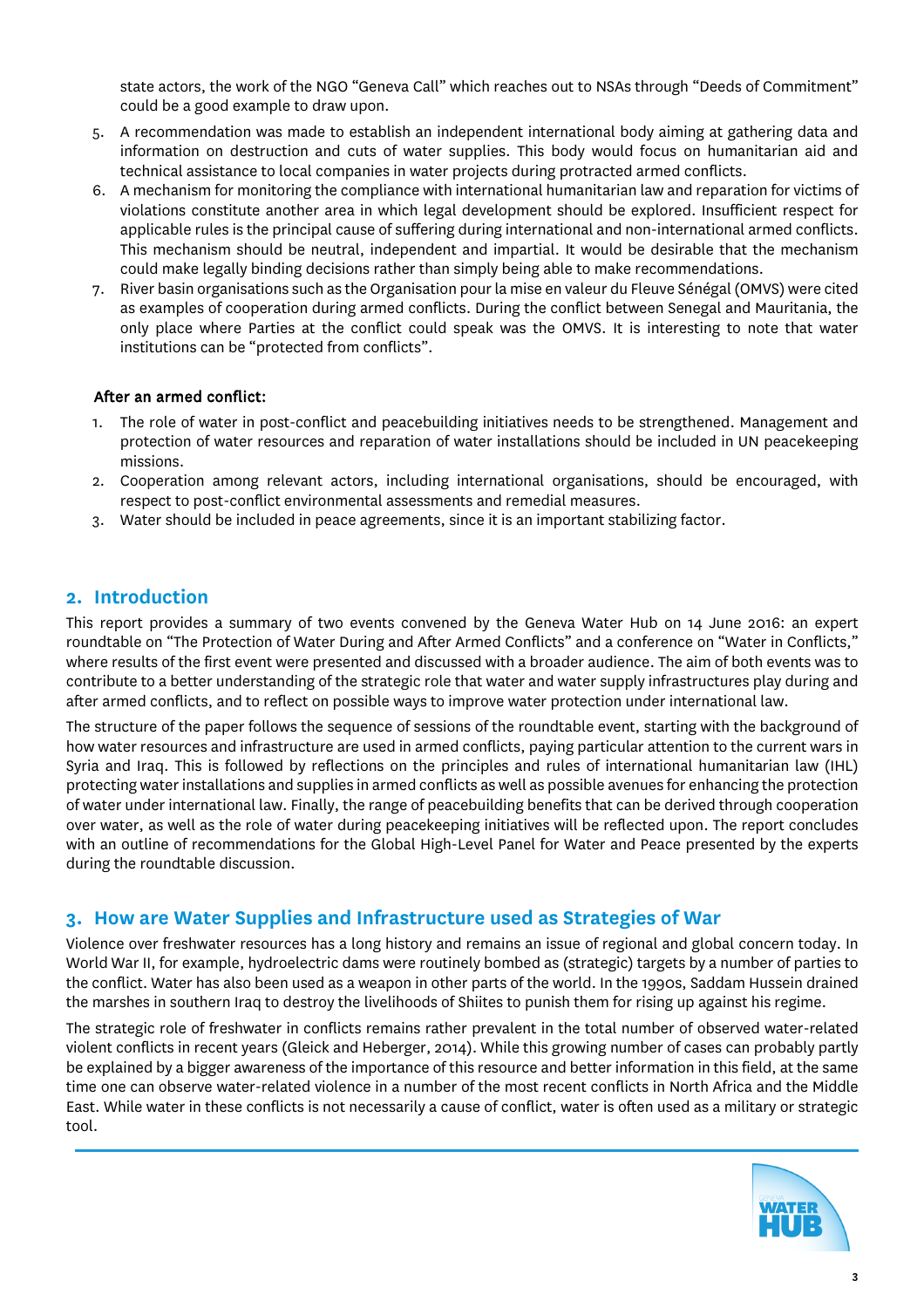state actors, the work of the NGO "Geneva Call" which reaches out to NSAs through "Deeds of Commitment" could be a good example to draw upon.

5. A recommendation was made to establish an independent international body aiming at gathering data and information on destruction and cuts of water supplies. This body would focus on humanitarian aid and technical assistance to local companies in water projects during protracted armed conflicts.
6. A mechanism for monitoring the compliance with international humanitarian law and reparation for victims of violations constitute another area in which legal development should be explored. Insufficient respect for applicable rules is the principal cause of suffering during international and non-international armed conflicts. This mechanism should be neutral, independent and impartial. It would be desirable that the mechanism could make legally binding decisions rather than simply being able to make recommendations.
7. River basin organisations such as the Organisation pour la mise en valeur du Fleuve Sénégal (OMVS) were cited as examples of cooperation during armed conflicts. During the conflict between Senegal and Mauritania, the only place where Parties at the conflict could speak was the OMVS. It is interesting to note that water institutions can be "protected from conflicts".

**After an armed conflict:**

1. The role of water in post-conflict and peacebuilding initiatives needs to be strengthened. Management and protection of water resources and reparation of water installations should be included in UN peacekeeping missions.
2. Cooperation among relevant actors, including international organisations, should be encouraged, with respect to post-conflict environmental assessments and remedial measures.
3. Water should be included in peace agreements, since it is an important stabilizing factor.

## 2. Introduction

This report provides a summary of two events convened by the Geneva Water Hub on 14 June 2016: an expert roundtable on "The Protection of Water During and After Armed Conflicts" and a conference on "Water in Conflicts," where results of the first event were presented and discussed with a broader audience. The aim of both events was to contribute to a better understanding of the strategic role that water and water supply infrastructures play during and after armed conflicts, and to reflect on possible ways to improve water protection under international law.

The structure of the paper follows the sequence of sessions of the roundtable event, starting with the background of how water resources and infrastructure are used in armed conflicts, paying particular attention to the current wars in Syria and Iraq. This is followed by reflections on the principles and rules of international humanitarian law (IHL) protecting water installations and supplies in armed conflicts as well as possible avenues for enhancing the protection of water under international law. Finally, the range of peacebuilding benefits that can be derived through cooperation over water, as well as the role of water during peacekeeping initiatives will be reflected upon. The report concludes with an outline of recommendations for the Global High-Level Panel for Water and Peace presented by the experts during the roundtable discussion.

## 3. How are Water Supplies and Infrastructure used as Strategies of War

Violence over freshwater resources has a long history and remains an issue of regional and global concern today. In World War II, for example, hydroelectric dams were routinely bombed as (strategic) targets by a number of parties to the conflict. Water has also been used as a weapon in other parts of the world. In the 1990s, Saddam Hussein drained the marshes in southern Iraq to destroy the livelihoods of Shiites to punish them for rising up against his regime.

The strategic role of freshwater in conflicts remains rather prevalent in the total number of observed water-related violent conflicts in recent years (Gleick and Heberger, 2014). While this growing number of cases can probably partly be explained by a bigger awareness of the importance of this resource and better information in this field, at the same time one can observe water-related violence in a number of the most recent conflicts in North Africa and the Middle East. While water in these conflicts is not necessarily a cause of conflict, water is often used as a military or strategic tool.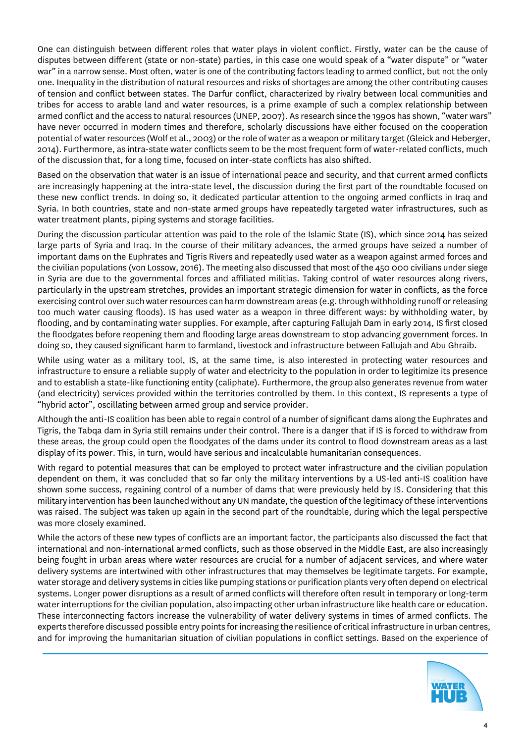One can distinguish between different roles that water plays in violent conflict. Firstly, water can be the cause of disputes between different (state or non-state) parties, in this case one would speak of a "water dispute" or "water war" in a narrow sense. Most often, water is one of the contributing factors leading to armed conflict, but not the only one. Inequality in the distribution of natural resources and risks of shortages are among the other contributing causes of tension and conflict between states. The Darfur conflict, characterized by rivalry between local communities and tribes for access to arable land and water resources, is a prime example of such a complex relationship between armed conflict and the access to natural resources (UNEP, 2007). As research since the 1990s has shown, "water wars" have never occurred in modern times and therefore, scholarly discussions have either focused on the cooperation potential of water resources (Wolf et al., 2003) or the role of water as a weapon or military target (Gleick and Heberger, 2014). Furthermore, as intra-state water conflicts seem to be the most frequent form of water-related conflicts, much of the discussion that, for a long time, focused on inter-state conflicts has also shifted.

Based on the observation that water is an issue of international peace and security, and that current armed conflicts are increasingly happening at the intra-state level, the discussion during the first part of the roundtable focused on these new conflict trends. In doing so, it dedicated particular attention to the ongoing armed conflicts in Iraq and Syria. In both countries, state and non-state armed groups have repeatedly targeted water infrastructures, such as water treatment plants, piping systems and storage facilities.

During the discussion particular attention was paid to the role of the Islamic State (IS), which since 2014 has seized large parts of Syria and Iraq. In the course of their military advances, the armed groups have seized a number of important dams on the Euphrates and Tigris Rivers and repeatedly used water as a weapon against armed forces and the civilian populations (von Lossow, 2016). The meeting also discussed that most of the 450 000 civilians under siege in Syria are due to the governmental forces and affiliated militias. Taking control of water resources along rivers, particularly in the upstream stretches, provides an important strategic dimension for water in conflicts, as the force exercising control over such water resources can harm downstream areas (e.g. through withholding runoff or releasing too much water causing floods). IS has used water as a weapon in three different ways: by withholding water, by flooding, and by contaminating water supplies. For example, after capturing Fallujah Dam in early 2014, IS first closed the floodgates before reopening them and flooding large areas downstream to stop advancing government forces. In doing so, they caused significant harm to farmland, livestock and infrastructure between Fallujah and Abu Ghraib.

While using water as a military tool, IS, at the same time, is also interested in protecting water resources and infrastructure to ensure a reliable supply of water and electricity to the population in order to legitimize its presence and to establish a state-like functioning entity (caliphate). Furthermore, the group also generates revenue from water (and electricity) services provided within the territories controlled by them. In this context, IS represents a type of "hybrid actor", oscillating between armed group and service provider.

Although the anti-IS coalition has been able to regain control of a number of significant dams along the Euphrates and Tigris, the Tabqa dam in Syria still remains under their control. There is a danger that if IS is forced to withdraw from these areas, the group could open the floodgates of the dams under its control to flood downstream areas as a last display of its power. This, in turn, would have serious and incalculable humanitarian consequences.

With regard to potential measures that can be employed to protect water infrastructure and the civilian population dependent on them, it was concluded that so far only the military interventions by a US-led anti-IS coalition have shown some success, regaining control of a number of dams that were previously held by IS. Considering that this military intervention has been launched without any UN mandate, the question of the legitimacy of these interventions was raised. The subject was taken up again in the second part of the roundtable, during which the legal perspective was more closely examined.

While the actors of these new types of conflicts are an important factor, the participants also discussed the fact that international and non-international armed conflicts, such as those observed in the Middle East, are also increasingly being fought in urban areas where water resources are crucial for a number of adjacent services, and where water delivery systems are intertwined with other infrastructures that may themselves be legitimate targets. For example, water storage and delivery systems in cities like pumping stations or purification plants very often depend on electrical systems. Longer power disruptions as a result of armed conflicts will therefore often result in temporary or long-term water interruptions for the civilian population, also impacting other urban infrastructure like health care or education. These interconnecting factors increase the vulnerability of water delivery systems in times of armed conflicts. The experts therefore discussed possible entry points for increasing the resilience of critical infrastructure in urban centres, and for improving the humanitarian situation of civilian populations in conflict settings. Based on the experience of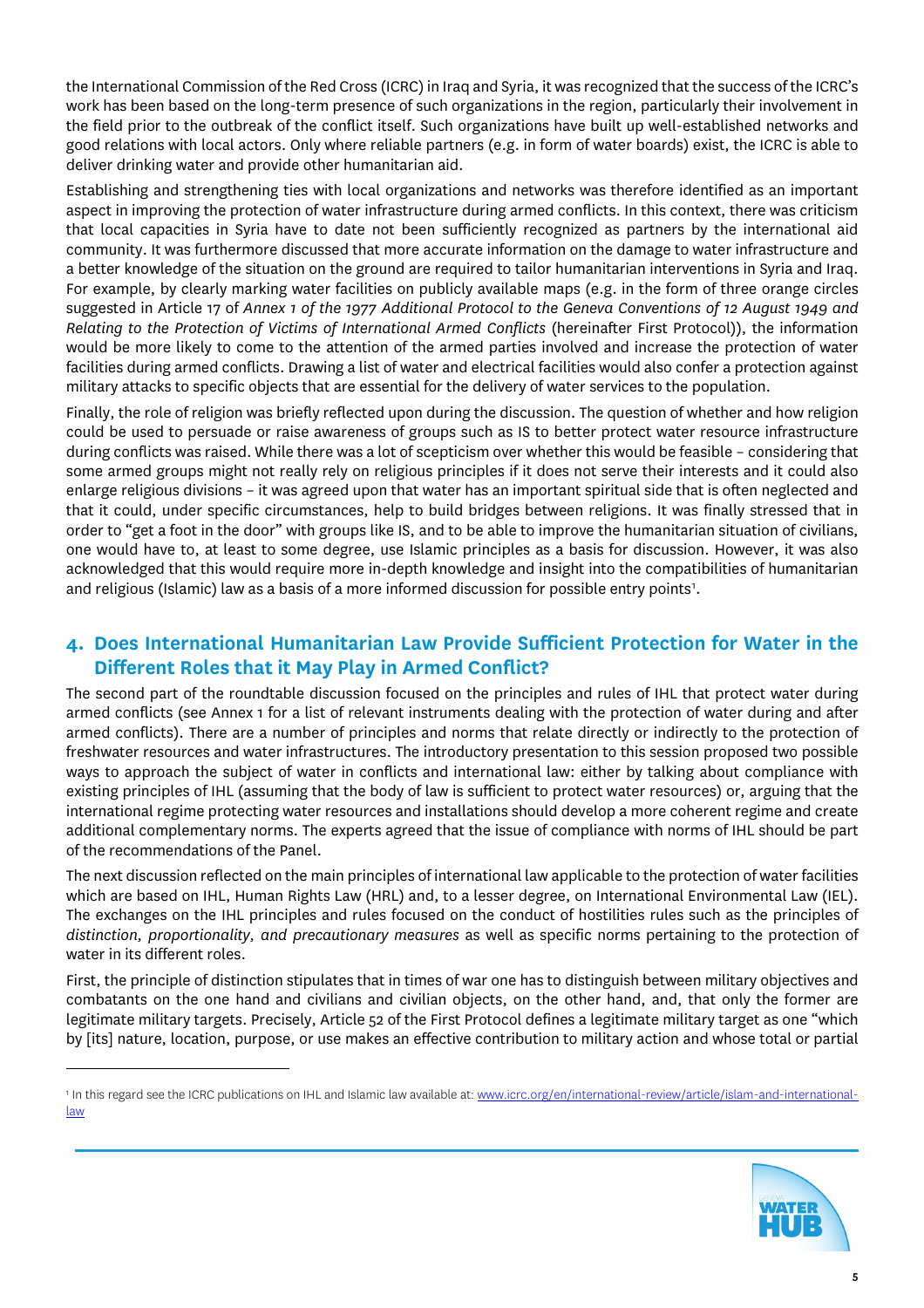the International Commission of the Red Cross (ICRC) in Iraq and Syria, it was recognized that the success of the ICRC's work has been based on the long-term presence of such organizations in the region, particularly their involvement in the field prior to the outbreak of the conflict itself. Such organizations have built up well-established networks and good relations with local actors. Only where reliable partners (e.g. in form of water boards) exist, the ICRC is able to deliver drinking water and provide other humanitarian aid.

Establishing and strengthening ties with local organizations and networks was therefore identified as an important aspect in improving the protection of water infrastructure during armed conflicts. In this context, there was criticism that local capacities in Syria have to date not been sufficiently recognized as partners by the international aid community. It was furthermore discussed that more accurate information on the damage to water infrastructure and a better knowledge of the situation on the ground are required to tailor humanitarian interventions in Syria and Iraq. For example, by clearly marking water facilities on publicly available maps (e.g. in the form of three orange circles suggested in Article 17 of *Annex 1 of the 1977 Additional Protocol to the Geneva Conventions of 12 August 1949 and Relating to the Protection of Victims of International Armed Conflicts* (hereinafter First Protocol)), the information would be more likely to come to the attention of the armed parties involved and increase the protection of water facilities during armed conflicts. Drawing a list of water and electrical facilities would also confer a protection against military attacks to specific objects that are essential for the delivery of water services to the population.

Finally, the role of religion was briefly reflected upon during the discussion. The question of whether and how religion could be used to persuade or raise awareness of groups such as IS to better protect water resource infrastructure during conflicts was raised. While there was a lot of scepticism over whether this would be feasible – considering that some armed groups might not really rely on religious principles if it does not serve their interests and it could also enlarge religious divisions – it was agreed upon that water has an important spiritual side that is often neglected and that it could, under specific circumstances, help to build bridges between religions. It was finally stressed that in order to "get a foot in the door" with groups like IS, and to be able to improve the humanitarian situation of civilians, one would have to, at least to some degree, use Islamic principles as a basis for discussion. However, it was also acknowledged that this would require more in-depth knowledge and insight into the compatibilities of humanitarian and religious (Islamic) law as a basis of a more informed discussion for possible entry points[1].

## 4. Does International Humanitarian Law Provide Sufficient Protection for Water in the Different Roles that it May Play in Armed Conflict?

The second part of the roundtable discussion focused on the principles and rules of IHL that protect water during armed conflicts (see Annex 1 for a list of relevant instruments dealing with the protection of water during and after armed conflicts). There are a number of principles and norms that relate directly or indirectly to the protection of freshwater resources and water infrastructures. The introductory presentation to this session proposed two possible ways to approach the subject of water in conflicts and international law: either by talking about compliance with existing principles of IHL (assuming that the body of law is sufficient to protect water resources) or, arguing that the international regime protecting water resources and installations should develop a more coherent regime and create additional complementary norms. The experts agreed that the issue of compliance with norms of IHL should be part of the recommendations of the Panel.

The next discussion reflected on the main principles of international law applicable to the protection of water facilities which are based on IHL, Human Rights Law (HRL) and, to a lesser degree, on International Environmental Law (IEL). The exchanges on the IHL principles and rules focused on the conduct of hostilities rules such as the principles of *distinction, proportionality, and precautionary measures* as well as specific norms pertaining to the protection of water in its different roles.

First, the principle of distinction stipulates that in times of war one has to distinguish between military objectives and combatants on the one hand and civilians and civilian objects, on the other hand, and, that only the former are legitimate military targets. Precisely, Article 52 of the First Protocol defines a legitimate military target as one "which by [its] nature, location, purpose, or use makes an effective contribution to military action and whose total or partial

---

[1] In this regard see the ICRC publications on IHL and Islamic law available at: www.icrc.org/en/international-review/article/islam-and-international-law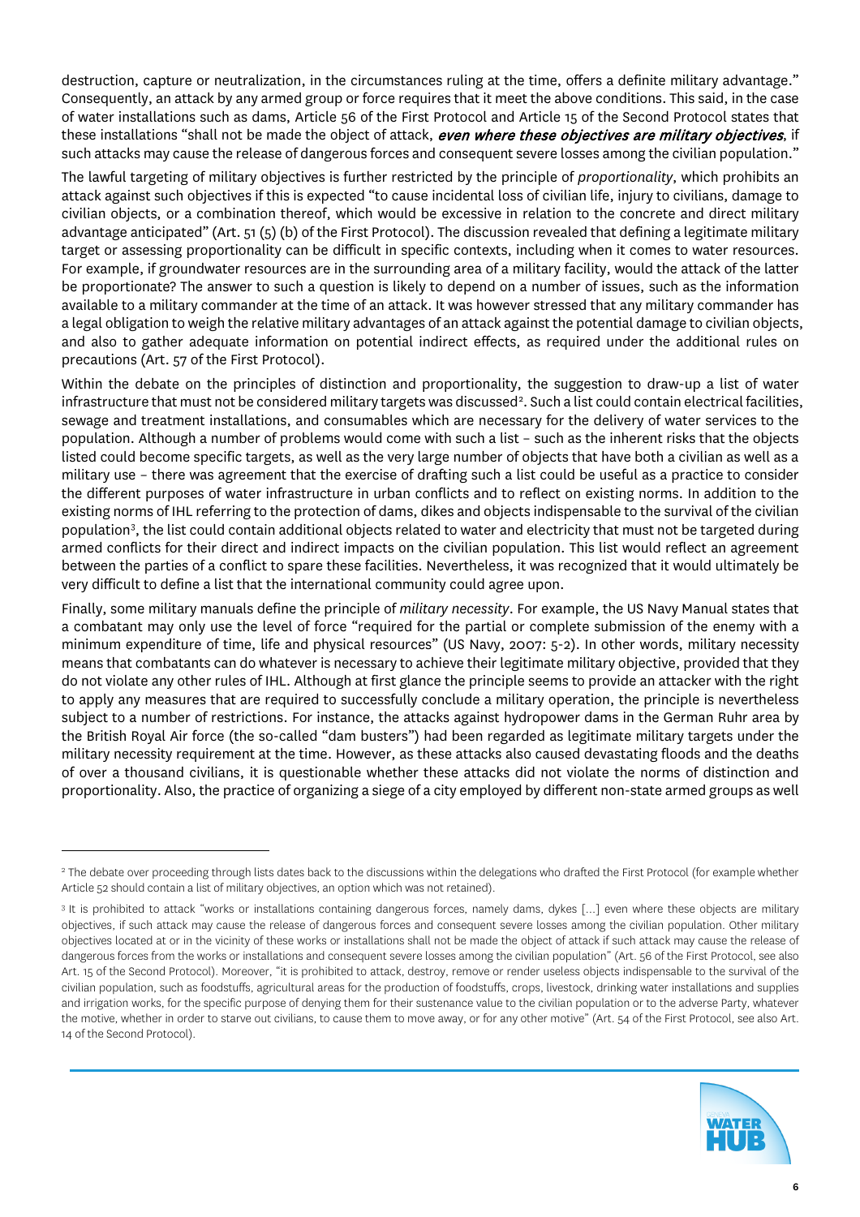destruction, capture or neutralization, in the circumstances ruling at the time, offers a definite military advantage." Consequently, an attack by any armed group or force requires that it meet the above conditions. This said, in the case of water installations such as dams, Article 56 of the First Protocol and Article 15 of the Second Protocol states that these installations "shall not be made the object of attack, ***even where these objectives are military objectives***, if such attacks may cause the release of dangerous forces and consequent severe losses among the civilian population."

The lawful targeting of military objectives is further restricted by the principle of *proportionality*, which prohibits an attack against such objectives if this is expected "to cause incidental loss of civilian life, injury to civilians, damage to civilian objects, or a combination thereof, which would be excessive in relation to the concrete and direct military advantage anticipated" (Art. 51 (5) (b) of the First Protocol). The discussion revealed that defining a legitimate military target or assessing proportionality can be difficult in specific contexts, including when it comes to water resources. For example, if groundwater resources are in the surrounding area of a military facility, would the attack of the latter be proportionate? The answer to such a question is likely to depend on a number of issues, such as the information available to a military commander at the time of an attack. It was however stressed that any military commander has a legal obligation to weigh the relative military advantages of an attack against the potential damage to civilian objects, and also to gather adequate information on potential indirect effects, as required under the additional rules on precautions (Art. 57 of the First Protocol).

Within the debate on the principles of distinction and proportionality, the suggestion to draw-up a list of water infrastructure that must not be considered military targets was discussed[2]. Such a list could contain electrical facilities, sewage and treatment installations, and consumables which are necessary for the delivery of water services to the population. Although a number of problems would come with such a list – such as the inherent risks that the objects listed could become specific targets, as well as the very large number of objects that have both a civilian as well as a military use – there was agreement that the exercise of drafting such a list could be useful as a practice to consider the different purposes of water infrastructure in urban conflicts and to reflect on existing norms. In addition to the existing norms of IHL referring to the protection of dams, dikes and objects indispensable to the survival of the civilian population[3], the list could contain additional objects related to water and electricity that must not be targeted during armed conflicts for their direct and indirect impacts on the civilian population. This list would reflect an agreement between the parties of a conflict to spare these facilities. Nevertheless, it was recognized that it would ultimately be very difficult to define a list that the international community could agree upon.

Finally, some military manuals define the principle of *military necessity*. For example, the US Navy Manual states that a combatant may only use the level of force "required for the partial or complete submission of the enemy with a minimum expenditure of time, life and physical resources" (US Navy, 2007: 5-2). In other words, military necessity means that combatants can do whatever is necessary to achieve their legitimate military objective, provided that they do not violate any other rules of IHL. Although at first glance the principle seems to provide an attacker with the right to apply any measures that are required to successfully conclude a military operation, the principle is nevertheless subject to a number of restrictions. For instance, the attacks against hydropower dams in the German Ruhr area by the British Royal Air force (the so-called "dam busters") had been regarded as legitimate military targets under the military necessity requirement at the time. However, as these attacks also caused devastating floods and the deaths of over a thousand civilians, it is questionable whether these attacks did not violate the norms of distinction and proportionality. Also, the practice of organizing a siege of a city employed by different non-state armed groups as well

---

[2] The debate over proceeding through lists dates back to the discussions within the delegations who drafted the First Protocol (for example whether Article 52 should contain a list of military objectives, an option which was not retained).

[3] It is prohibited to attack "works or installations containing dangerous forces, namely dams, dykes [...] even where these objects are military objectives, if such attack may cause the release of dangerous forces and consequent severe losses among the civilian population. Other military objectives located at or in the vicinity of these works or installations shall not be made the object of attack if such attack may cause the release of dangerous forces from the works or installations and consequent severe losses among the civilian population" (Art. 56 of the First Protocol, see also Art. 15 of the Second Protocol). Moreover, "it is prohibited to attack, destroy, remove or render useless objects indispensable to the survival of the civilian population, such as foodstuffs, agricultural areas for the production of foodstuffs, crops, livestock, drinking water installations and supplies and irrigation works, for the specific purpose of denying them for their sustenance value to the civilian population or to the adverse Party, whatever the motive, whether in order to starve out civilians, to cause them to move away, or for any other motive" (Art. 54 of the First Protocol, see also Art. 14 of the Second Protocol).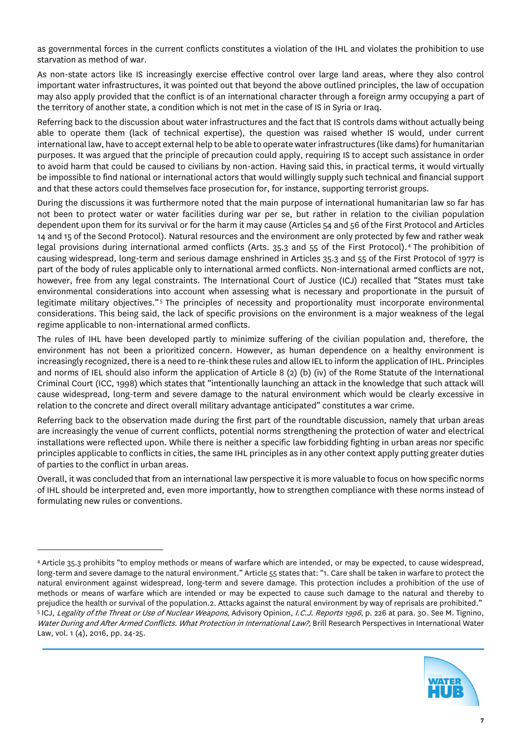as governmental forces in the current conflicts constitutes a violation of the IHL and violates the prohibition to use starvation as method of war.

As non-state actors like IS increasingly exercise effective control over large land areas, where they also control important water infrastructures, it was pointed out that beyond the above outlined principles, the law of occupation may also apply provided that the conflict is of an international character through a foreign army occupying a part of the territory of another state, a condition which is not met in the case of IS in Syria or Iraq.

Referring back to the discussion about water infrastructures and the fact that IS controls dams without actually being able to operate them (lack of technical expertise), the question was raised whether IS would, under current international law, have to accept external help to be able to operate water infrastructures (like dams) for humanitarian purposes. It was argued that the principle of precaution could apply, requiring IS to accept such assistance in order to avoid harm that could be caused to civilians by non-action. Having said this, in practical terms, it would virtually be impossible to find national or international actors that would willingly supply such technical and financial support and that these actors could themselves face prosecution for, for instance, supporting terrorist groups.

During the discussions it was furthermore noted that the main purpose of international humanitarian law so far has not been to protect water or water facilities during war per se, but rather in relation to the civilian population dependent upon them for its survival or for the harm it may cause (Articles 54 and 56 of the First Protocol and Articles 14 and 15 of the Second Protocol). Natural resources and the environment are only protected by few and rather weak legal provisions during international armed conflicts (Arts. 35.3 and 55 of the First Protocol).[4] The prohibition of causing widespread, long-term and serious damage enshrined in Articles 35.3 and 55 of the First Protocol of 1977 is part of the body of rules applicable only to international armed conflicts. Non-international armed conflicts are not, however, free from any legal constraints. The International Court of Justice (ICJ) recalled that "States must take environmental considerations into account when assessing what is necessary and proportionate in the pursuit of legitimate military objectives."[5] The principles of necessity and proportionality must incorporate environmental considerations. This being said, the lack of specific provisions on the environment is a major weakness of the legal regime applicable to non-international armed conflicts.

The rules of IHL have been developed partly to minimize suffering of the civilian population and, therefore, the environment has not been a prioritized concern. However, as human dependence on a healthy environment is increasingly recognized, there is a need to re-think these rules and allow IEL to inform the application of IHL. Principles and norms of IEL should also inform the application of Article 8 (2) (b) (iv) of the Rome Statute of the International Criminal Court (ICC, 1998) which states that "intentionally launching an attack in the knowledge that such attack will cause widespread, long-term and severe damage to the natural environment which would be clearly excessive in relation to the concrete and direct overall military advantage anticipated" constitutes a war crime.

Referring back to the observation made during the first part of the roundtable discussion, namely that urban areas are increasingly the venue of current conflicts, potential norms strengthening the protection of water and electrical installations were reflected upon. While there is neither a specific law forbidding fighting in urban areas nor specific principles applicable to conflicts in cities, the same IHL principles as in any other context apply putting greater duties of parties to the conflict in urban areas.

Overall, it was concluded that from an international law perspective it is more valuable to focus on how specific norms of IHL should be interpreted and, even more importantly, how to strengthen compliance with these norms instead of formulating new rules or conventions.

---

[4] Article 35.3 prohibits "to employ methods or means of warfare which are intended, or may be expected, to cause widespread, long-term and severe damage to the natural environment." Article 55 states that: "1. Care shall be taken in warfare to protect the natural environment against widespread, long-term and severe damage. This protection includes a prohibition of the use of methods or means of warfare which are intended or may be expected to cause such damage to the natural and thereby to prejudice the health or survival of the population.2. Attacks against the natural environment by way of reprisals are prohibited."

[5] ICJ, *Legality of the Threat or Use of Nuclear Weapons*, Advisory Opinion, *I.C.J. Reports 1996*, p. 226 at para. 30. See M. Tignino, *Water During and After Armed Conflicts. What Protection in International Law?,* Brill Research Perspectives in International Water Law, vol. 1 (4), 2016, pp. 24-25.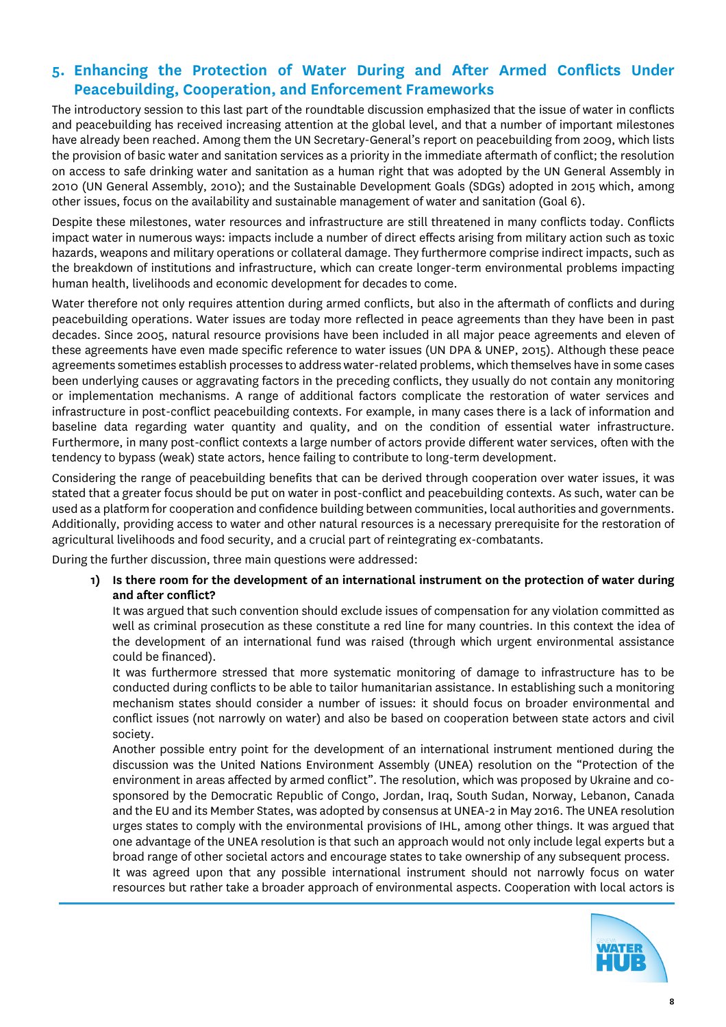## 5. Enhancing the Protection of Water During and After Armed Conflicts Under Peacebuilding, Cooperation, and Enforcement Frameworks

The introductory session to this last part of the roundtable discussion emphasized that the issue of water in conflicts and peacebuilding has received increasing attention at the global level, and that a number of important milestones have already been reached. Among them the UN Secretary-General's report on peacebuilding from 2009, which lists the provision of basic water and sanitation services as a priority in the immediate aftermath of conflict; the resolution on access to safe drinking water and sanitation as a human right that was adopted by the UN General Assembly in 2010 (UN General Assembly, 2010); and the Sustainable Development Goals (SDGs) adopted in 2015 which, among other issues, focus on the availability and sustainable management of water and sanitation (Goal 6).

Despite these milestones, water resources and infrastructure are still threatened in many conflicts today. Conflicts impact water in numerous ways: impacts include a number of direct effects arising from military action such as toxic hazards, weapons and military operations or collateral damage. They furthermore comprise indirect impacts, such as the breakdown of institutions and infrastructure, which can create longer-term environmental problems impacting human health, livelihoods and economic development for decades to come.

Water therefore not only requires attention during armed conflicts, but also in the aftermath of conflicts and during peacebuilding operations. Water issues are today more reflected in peace agreements than they have been in past decades. Since 2005, natural resource provisions have been included in all major peace agreements and eleven of these agreements have even made specific reference to water issues (UN DPA & UNEP, 2015). Although these peace agreements sometimes establish processes to address water-related problems, which themselves have in some cases been underlying causes or aggravating factors in the preceding conflicts, they usually do not contain any monitoring or implementation mechanisms. A range of additional factors complicate the restoration of water services and infrastructure in post-conflict peacebuilding contexts. For example, in many cases there is a lack of information and baseline data regarding water quantity and quality, and on the condition of essential water infrastructure. Furthermore, in many post-conflict contexts a large number of actors provide different water services, often with the tendency to bypass (weak) state actors, hence failing to contribute to long-term development.

Considering the range of peacebuilding benefits that can be derived through cooperation over water issues, it was stated that a greater focus should be put on water in post-conflict and peacebuilding contexts. As such, water can be used as a platform for cooperation and confidence building between communities, local authorities and governments. Additionally, providing access to water and other natural resources is a necessary prerequisite for the restoration of agricultural livelihoods and food security, and a crucial part of reintegrating ex-combatants.

During the further discussion, three main questions were addressed:

1) **Is there room for the development of an international instrument on the protection of water during and after conflict?**

   It was argued that such convention should exclude issues of compensation for any violation committed as well as criminal prosecution as these constitute a red line for many countries. In this context the idea of the development of an international fund was raised (through which urgent environmental assistance could be financed).

   It was furthermore stressed that more systematic monitoring of damage to infrastructure has to be conducted during conflicts to be able to tailor humanitarian assistance. In establishing such a monitoring mechanism states should consider a number of issues: it should focus on broader environmental and conflict issues (not narrowly on water) and also be based on cooperation between state actors and civil society.

   Another possible entry point for the development of an international instrument mentioned during the discussion was the United Nations Environment Assembly (UNEA) resolution on the "Protection of the environment in areas affected by armed conflict". The resolution, which was proposed by Ukraine and co-sponsored by the Democratic Republic of Congo, Jordan, Iraq, South Sudan, Norway, Lebanon, Canada and the EU and its Member States, was adopted by consensus at UNEA-2 in May 2016. The UNEA resolution urges states to comply with the environmental provisions of IHL, among other things. It was argued that one advantage of the UNEA resolution is that such an approach would not only include legal experts but a broad range of other societal actors and encourage states to take ownership of any subsequent process.

   It was agreed upon that any possible international instrument should not narrowly focus on water resources but rather take a broader approach of environmental aspects. Cooperation with local actors is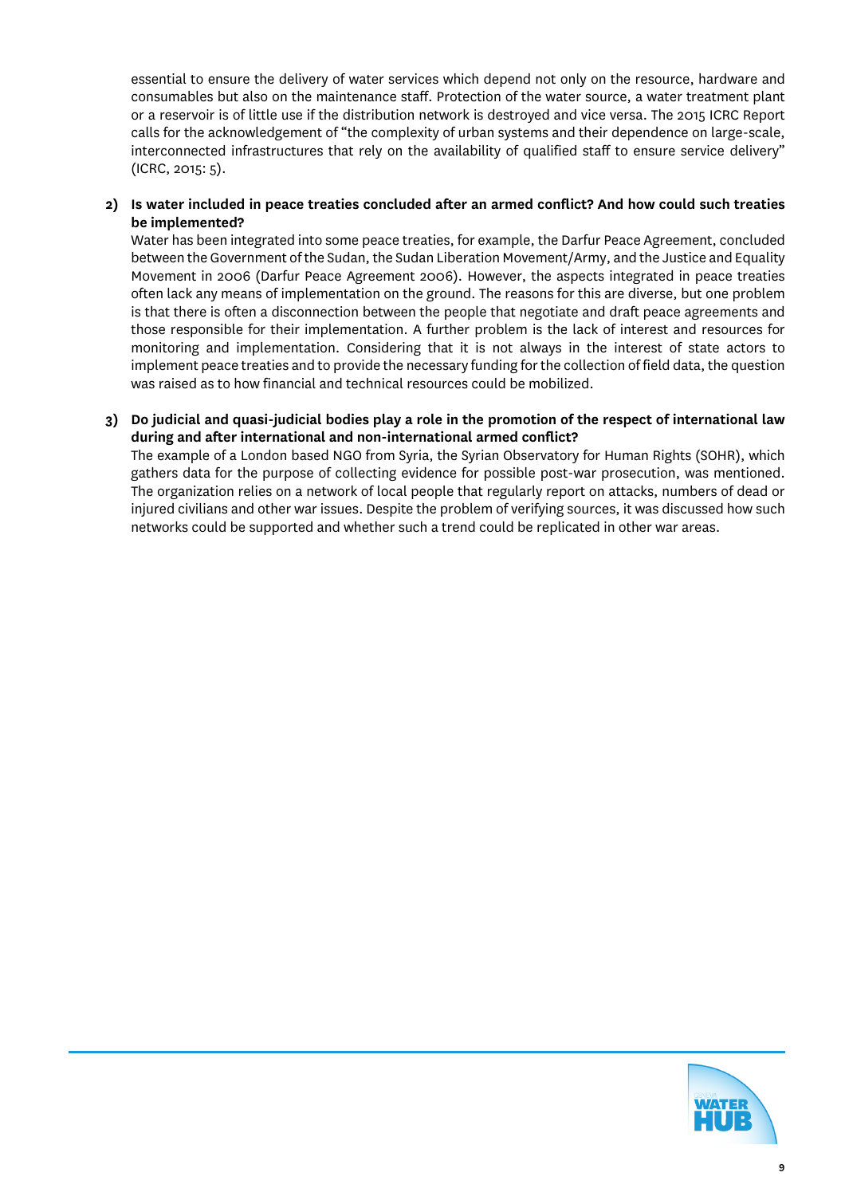essential to ensure the delivery of water services which depend not only on the resource, hardware and consumables but also on the maintenance staff. Protection of the water source, a water treatment plant or a reservoir is of little use if the distribution network is destroyed and vice versa. The 2015 ICRC Report calls for the acknowledgement of "the complexity of urban systems and their dependence on large-scale, interconnected infrastructures that rely on the availability of qualified staff to ensure service delivery" (ICRC, 2015: 5).

2) **Is water included in peace treaties concluded after an armed conflict? And how could such treaties be implemented?**
   Water has been integrated into some peace treaties, for example, the Darfur Peace Agreement, concluded between the Government of the Sudan, the Sudan Liberation Movement/Army, and the Justice and Equality Movement in 2006 (Darfur Peace Agreement 2006). However, the aspects integrated in peace treaties often lack any means of implementation on the ground. The reasons for this are diverse, but one problem is that there is often a disconnection between the people that negotiate and draft peace agreements and those responsible for their implementation. A further problem is the lack of interest and resources for monitoring and implementation. Considering that it is not always in the interest of state actors to implement peace treaties and to provide the necessary funding for the collection of field data, the question was raised as to how financial and technical resources could be mobilized.

3) **Do judicial and quasi-judicial bodies play a role in the promotion of the respect of international law during and after international and non-international armed conflict?**
   The example of a London based NGO from Syria, the Syrian Observatory for Human Rights (SOHR), which gathers data for the purpose of collecting evidence for possible post-war prosecution, was mentioned. The organization relies on a network of local people that regularly report on attacks, numbers of dead or injured civilians and other war issues. Despite the problem of verifying sources, it was discussed how such networks could be supported and whether such a trend could be replicated in other war areas.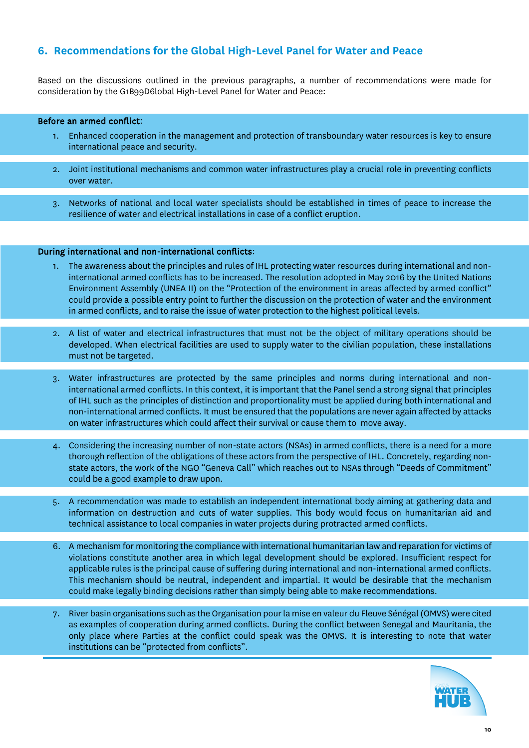## 6. Recommendations for the Global High-Level Panel for Water and Peace

Based on the discussions outlined in the previous paragraphs, a number of recommendations were made for consideration by the G1B99D6lobal High-Level Panel for Water and Peace:

**Before an armed conflict**:

1. Enhanced cooperation in the management and protection of transboundary water resources is key to ensure international peace and security.
2. Joint institutional mechanisms and common water infrastructures play a crucial role in preventing conflicts over water.
3. Networks of national and local water specialists should be established in times of peace to increase the resilience of water and electrical installations in case of a conflict eruption.

**During international and non-international conflicts**:

1. The awareness about the principles and rules of IHL protecting water resources during international and non-international armed conflicts has to be increased. The resolution adopted in May 2016 by the United Nations Environment Assembly (UNEA II) on the "Protection of the environment in areas affected by armed conflict" could provide a possible entry point to further the discussion on the protection of water and the environment in armed conflicts, and to raise the issue of water protection to the highest political levels.
2. A list of water and electrical infrastructures that must not be the object of military operations should be developed. When electrical facilities are used to supply water to the civilian population, these installations must not be targeted.
3. Water infrastructures are protected by the same principles and norms during international and non-international armed conflicts. In this context, it is important that the Panel send a strong signal that principles of IHL such as the principles of distinction and proportionality must be applied during both international and non-international armed conflicts. It must be ensured that the populations are never again affected by attacks on water infrastructures which could affect their survival or cause them to move away.
4. Considering the increasing number of non-state actors (NSAs) in armed conflicts, there is a need for a more thorough reflection of the obligations of these actors from the perspective of IHL. Concretely, regarding non-state actors, the work of the NGO "Geneva Call" which reaches out to NSAs through "Deeds of Commitment" could be a good example to draw upon.
5. A recommendation was made to establish an independent international body aiming at gathering data and information on destruction and cuts of water supplies. This body would focus on humanitarian aid and technical assistance to local companies in water projects during protracted armed conflicts.
6. A mechanism for monitoring the compliance with international humanitarian law and reparation for victims of violations constitute another area in which legal development should be explored. Insufficient respect for applicable rules is the principal cause of suffering during international and non-international armed conflicts. This mechanism should be neutral, independent and impartial. It would be desirable that the mechanism could make legally binding decisions rather than simply being able to make recommendations.
7. River basin organisations such as the Organisation pour la mise en valeur du Fleuve Sénégal (OMVS) were cited as examples of cooperation during armed conflicts. During the conflict between Senegal and Mauritania, the only place where Parties at the conflict could speak was the OMVS. It is interesting to note that water institutions can be "protected from conflicts".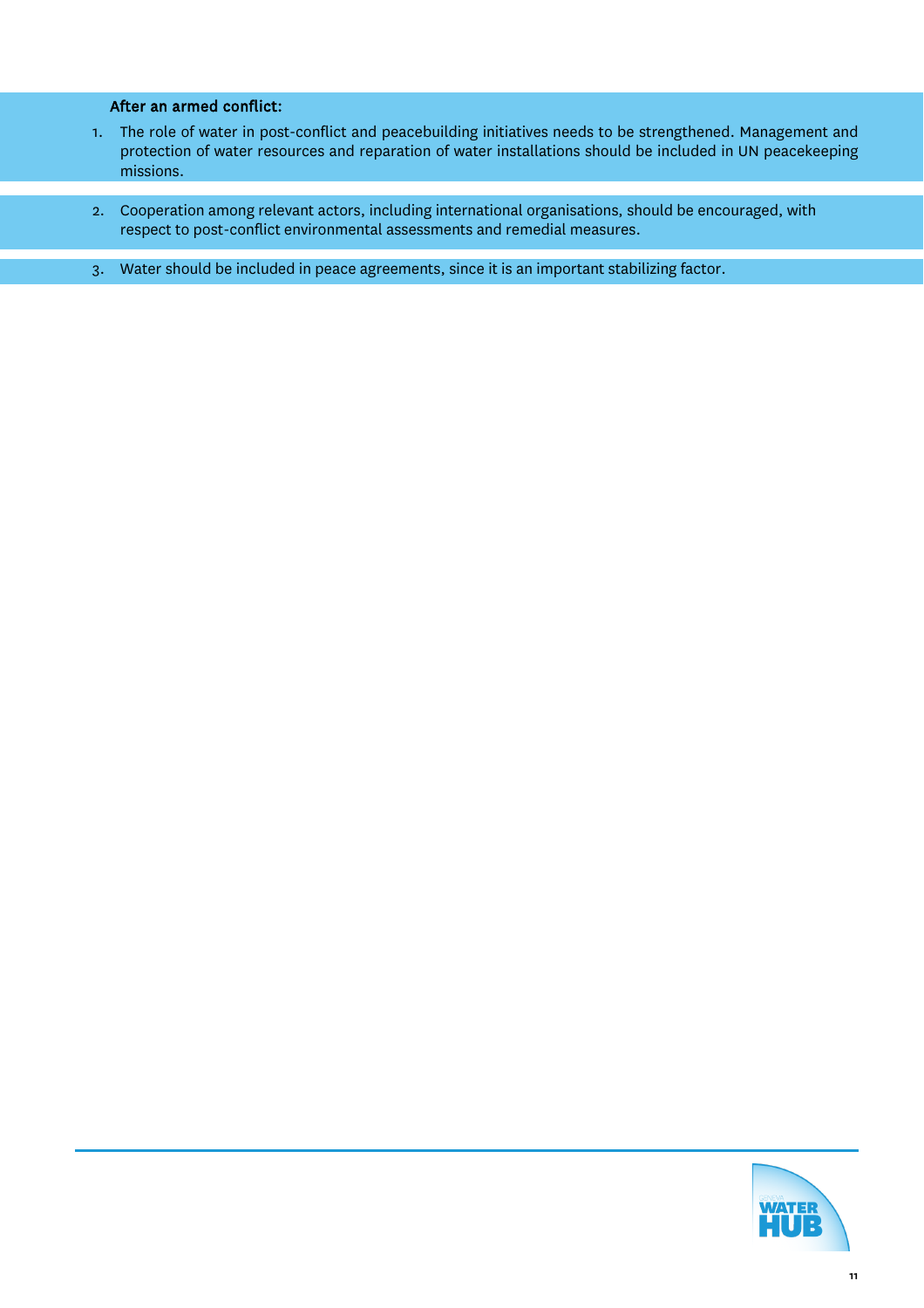**After an armed conflict:**

1. The role of water in post-conflict and peacebuilding initiatives needs to be strengthened. Management and protection of water resources and reparation of water installations should be included in UN peacekeeping missions.
2. Cooperation among relevant actors, including international organisations, should be encouraged, with respect to post-conflict environmental assessments and remedial measures.
3. Water should be included in peace agreements, since it is an important stabilizing factor.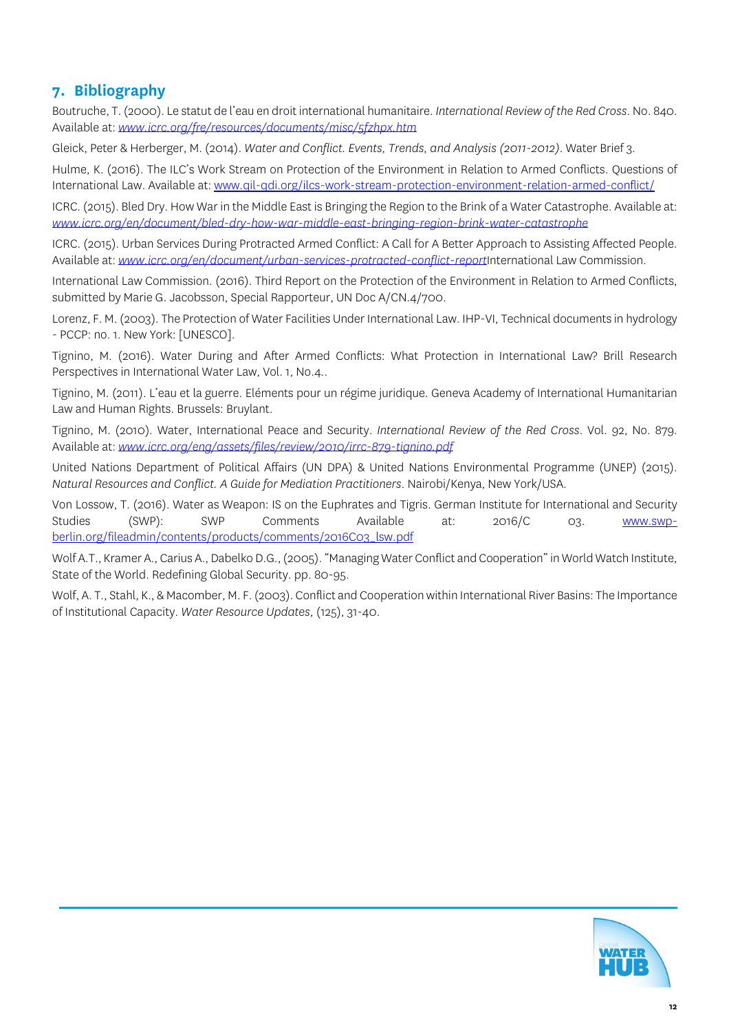## 7. Bibliography

Boutruche, T. (2000). Le statut de l'eau en droit international humanitaire. *International Review of the Red Cross*. No. 840. Available at: *www.icrc.org/fre/resources/documents/misc/5fzhpx.htm*

Gleick, Peter & Herberger, M. (2014). *Water and Conflict. Events, Trends, and Analysis (2011-2012)*. Water Brief 3.

Hulme, K. (2016). The ILC's Work Stream on Protection of the Environment in Relation to Armed Conflicts. Questions of International Law. Available at: www.qil-qdi.org/ilcs-work-stream-protection-environment-relation-armed-conflict/

ICRC. (2015). Bled Dry. How War in the Middle East is Bringing the Region to the Brink of a Water Catastrophe. Available at: *www.icrc.org/en/document/bled-dry-how-war-middle-east-bringing-region-brink-water-catastrophe*

ICRC. (2015). Urban Services During Protracted Armed Conflict: A Call for A Better Approach to Assisting Affected People. Available at: *www.icrc.org/en/document/urban-services-protracted-conflict-report*International Law Commission.

International Law Commission. (2016). Third Report on the Protection of the Environment in Relation to Armed Conflicts, submitted by Marie G. Jacobsson, Special Rapporteur, UN Doc A/CN.4/700.

Lorenz, F. M. (2003). The Protection of Water Facilities Under International Law. IHP-VI, Technical documents in hydrology - PCCP: no. 1. New York: [UNESCO].

Tignino, M. (2016). Water During and After Armed Conflicts: What Protection in International Law? Brill Research Perspectives in International Water Law, Vol. 1, No.4..

Tignino, M. (2011). L'eau et la guerre. Eléments pour un régime juridique. Geneva Academy of International Humanitarian Law and Human Rights. Brussels: Bruylant.

Tignino, M. (2010). Water, International Peace and Security. *International Review of the Red Cross*. Vol. 92, No. 879. Available at: *www.icrc.org/eng/assets/files/review/2010/irrc-879-tignino.pdf*

United Nations Department of Political Affairs (UN DPA) & United Nations Environmental Programme (UNEP) (2015). *Natural Resources and Conflict. A Guide for Mediation Practitioners*. Nairobi/Kenya, New York/USA.

Von Lossow, T. (2016). Water as Weapon: IS on the Euphrates and Tigris. German Institute for International and Security Studies (SWP): SWP Comments Available at: 2016/C 03. www.swp-berlin.org/fileadmin/contents/products/comments/2016C03_lsw.pdf

Wolf A.T., Kramer A., Carius A., Dabelko D.G., (2005). "Managing Water Conflict and Cooperation" in World Watch Institute, State of the World. Redefining Global Security. pp. 80-95.

Wolf, A. T., Stahl, K., & Macomber, M. F. (2003). Conflict and Cooperation within International River Basins: The Importance of Institutional Capacity. *Water Resource Updates*, (125), 31-40.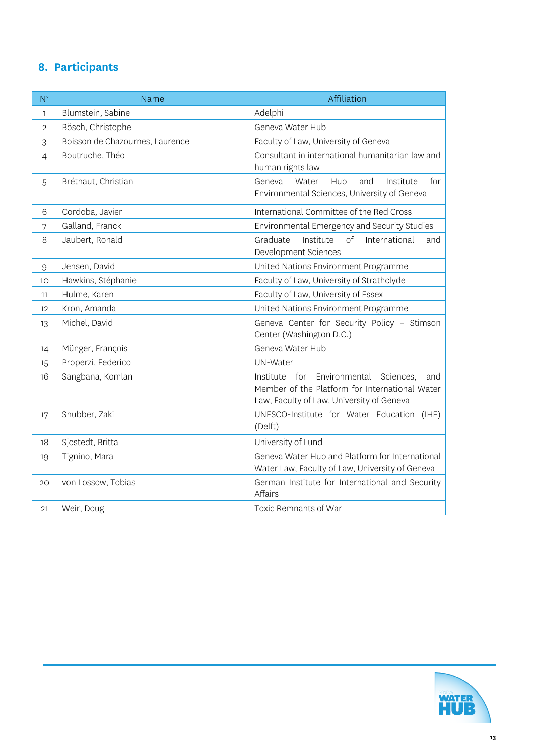## 8. Participants

| N° | Name | Affiliation |
|---|---|---|
| 1 | Blumstein, Sabine | Adelphi |
| 2 | Bösch, Christophe | Geneva Water Hub |
| 3 | Boisson de Chazournes, Laurence | Faculty of Law, University of Geneva |
| 4 | Boutruche, Théo | Consultant in international humanitarian law and human rights law |
| 5 | Bréthaut, Christian | Geneva Water Hub and Institute for Environmental Sciences, University of Geneva |
| 6 | Cordoba, Javier | International Committee of the Red Cross |
| 7 | Galland, Franck | Environmental Emergency and Security Studies |
| 8 | Jaubert, Ronald | Graduate Institute of International and Development Sciences |
| 9 | Jensen, David | United Nations Environment Programme |
| 10 | Hawkins, Stéphanie | Faculty of Law, University of Strathclyde |
| 11 | Hulme, Karen | Faculty of Law, University of Essex |
| 12 | Kron, Amanda | United Nations Environment Programme |
| 13 | Michel, David | Geneva Center for Security Policy – Stimson Center (Washington D.C.) |
| 14 | Münger, François | Geneva Water Hub |
| 15 | Properzi, Federico | UN-Water |
| 16 | Sangbana, Komlan | Institute for Environmental Sciences, and Member of the Platform for International Water Law, Faculty of Law, University of Geneva |
| 17 | Shubber, Zaki | UNESCO-Institute for Water Education (IHE) (Delft) |
| 18 | Sjostedt, Britta | University of Lund |
| 19 | Tignino, Mara | Geneva Water Hub and Platform for International Water Law, Faculty of Law, University of Geneva |
| 20 | von Lossow, Tobias | German Institute for International and Security Affairs |
| 21 | Weir, Doug | Toxic Remnants of War |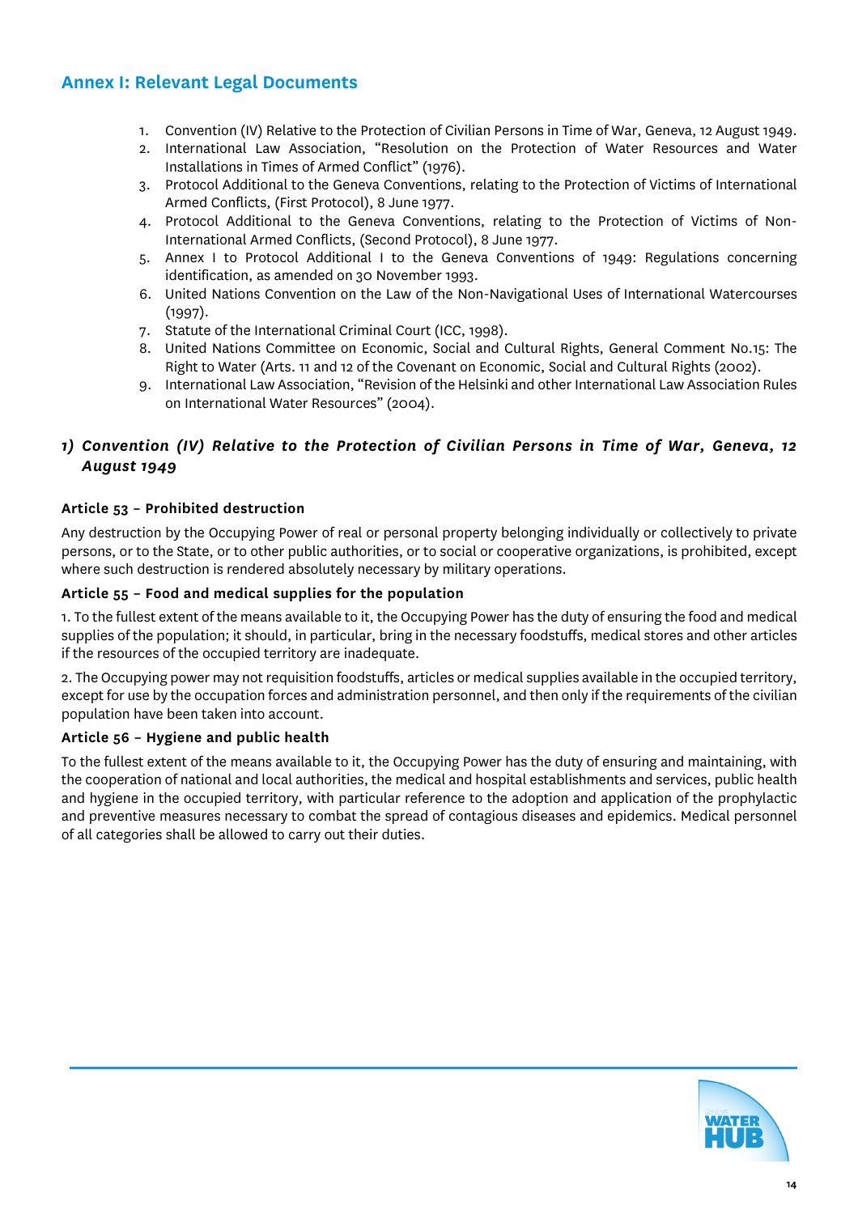## Annex I: Relevant Legal Documents

1. Convention (IV) Relative to the Protection of Civilian Persons in Time of War, Geneva, 12 August 1949.
2. International Law Association, "Resolution on the Protection of Water Resources and Water Installations in Times of Armed Conflict" (1976).
3. Protocol Additional to the Geneva Conventions, relating to the Protection of Victims of International Armed Conflicts, (First Protocol), 8 June 1977.
4. Protocol Additional to the Geneva Conventions, relating to the Protection of Victims of Non-International Armed Conflicts, (Second Protocol), 8 June 1977.
5. Annex I to Protocol Additional I to the Geneva Conventions of 1949: Regulations concerning identification, as amended on 30 November 1993.
6. United Nations Convention on the Law of the Non-Navigational Uses of International Watercourses (1997).
7. Statute of the International Criminal Court (ICC, 1998).
8. United Nations Committee on Economic, Social and Cultural Rights, General Comment No.15: The Right to Water (Arts. 11 and 12 of the Covenant on Economic, Social and Cultural Rights (2002).
9. International Law Association, "Revision of the Helsinki and other International Law Association Rules on International Water Resources" (2004).

### *1) Convention (IV) Relative to the Protection of Civilian Persons in Time of War, Geneva, 12 August 1949*

**Article 53 – Prohibited destruction**

Any destruction by the Occupying Power of real or personal property belonging individually or collectively to private persons, or to the State, or to other public authorities, or to social or cooperative organizations, is prohibited, except where such destruction is rendered absolutely necessary by military operations.

**Article 55 – Food and medical supplies for the population**

1. To the fullest extent of the means available to it, the Occupying Power has the duty of ensuring the food and medical supplies of the population; it should, in particular, bring in the necessary foodstuffs, medical stores and other articles if the resources of the occupied territory are inadequate.

2. The Occupying power may not requisition foodstuffs, articles or medical supplies available in the occupied territory, except for use by the occupation forces and administration personnel, and then only if the requirements of the civilian population have been taken into account.

**Article 56 – Hygiene and public health**

To the fullest extent of the means available to it, the Occupying Power has the duty of ensuring and maintaining, with the cooperation of national and local authorities, the medical and hospital establishments and services, public health and hygiene in the occupied territory, with particular reference to the adoption and application of the prophylactic and preventive measures necessary to combat the spread of contagious diseases and epidemics. Medical personnel of all categories shall be allowed to carry out their duties.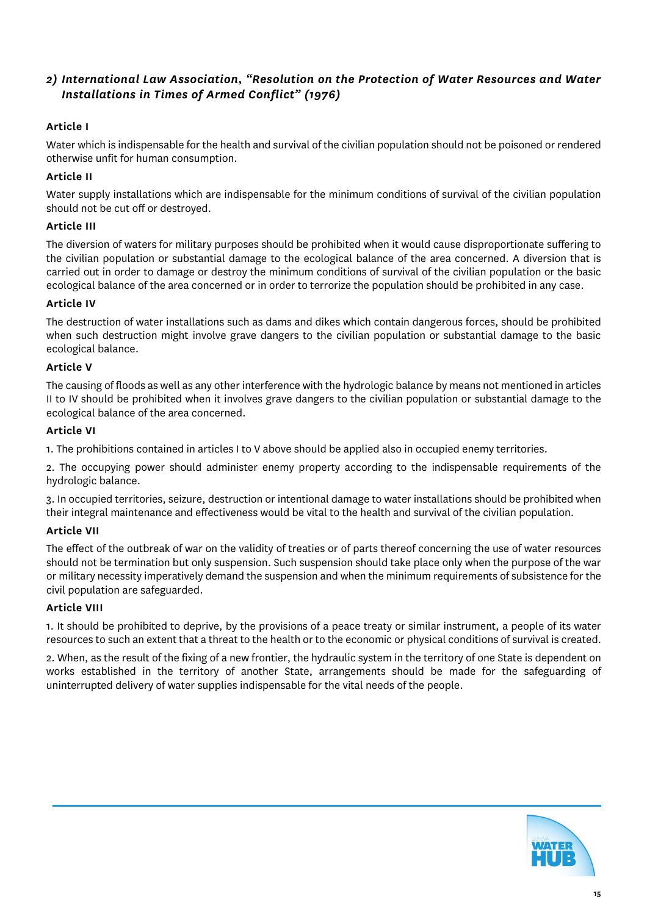## *2) International Law Association, "Resolution on the Protection of Water Resources and Water Installations in Times of Armed Conflict" (1976)*

**Article I**

Water which is indispensable for the health and survival of the civilian population should not be poisoned or rendered otherwise unfit for human consumption.

**Article II**

Water supply installations which are indispensable for the minimum conditions of survival of the civilian population should not be cut off or destroyed.

**Article III**

The diversion of waters for military purposes should be prohibited when it would cause disproportionate suffering to the civilian population or substantial damage to the ecological balance of the area concerned. A diversion that is carried out in order to damage or destroy the minimum conditions of survival of the civilian population or the basic ecological balance of the area concerned or in order to terrorize the population should be prohibited in any case.

**Article IV**

The destruction of water installations such as dams and dikes which contain dangerous forces, should be prohibited when such destruction might involve grave dangers to the civilian population or substantial damage to the basic ecological balance.

**Article V**

The causing of floods as well as any other interference with the hydrologic balance by means not mentioned in articles II to IV should be prohibited when it involves grave dangers to the civilian population or substantial damage to the ecological balance of the area concerned.

**Article VI**

1. The prohibitions contained in articles I to V above should be applied also in occupied enemy territories.

2. The occupying power should administer enemy property according to the indispensable requirements of the hydrologic balance.

3. In occupied territories, seizure, destruction or intentional damage to water installations should be prohibited when their integral maintenance and effectiveness would be vital to the health and survival of the civilian population.

**Article VII**

The effect of the outbreak of war on the validity of treaties or of parts thereof concerning the use of water resources should not be termination but only suspension. Such suspension should take place only when the purpose of the war or military necessity imperatively demand the suspension and when the minimum requirements of subsistence for the civil population are safeguarded.

**Article VIII**

1. It should be prohibited to deprive, by the provisions of a peace treaty or similar instrument, a people of its water resources to such an extent that a threat to the health or to the economic or physical conditions of survival is created.

2. When, as the result of the fixing of a new frontier, the hydraulic system in the territory of one State is dependent on works established in the territory of another State, arrangements should be made for the safeguarding of uninterrupted delivery of water supplies indispensable for the vital needs of the people.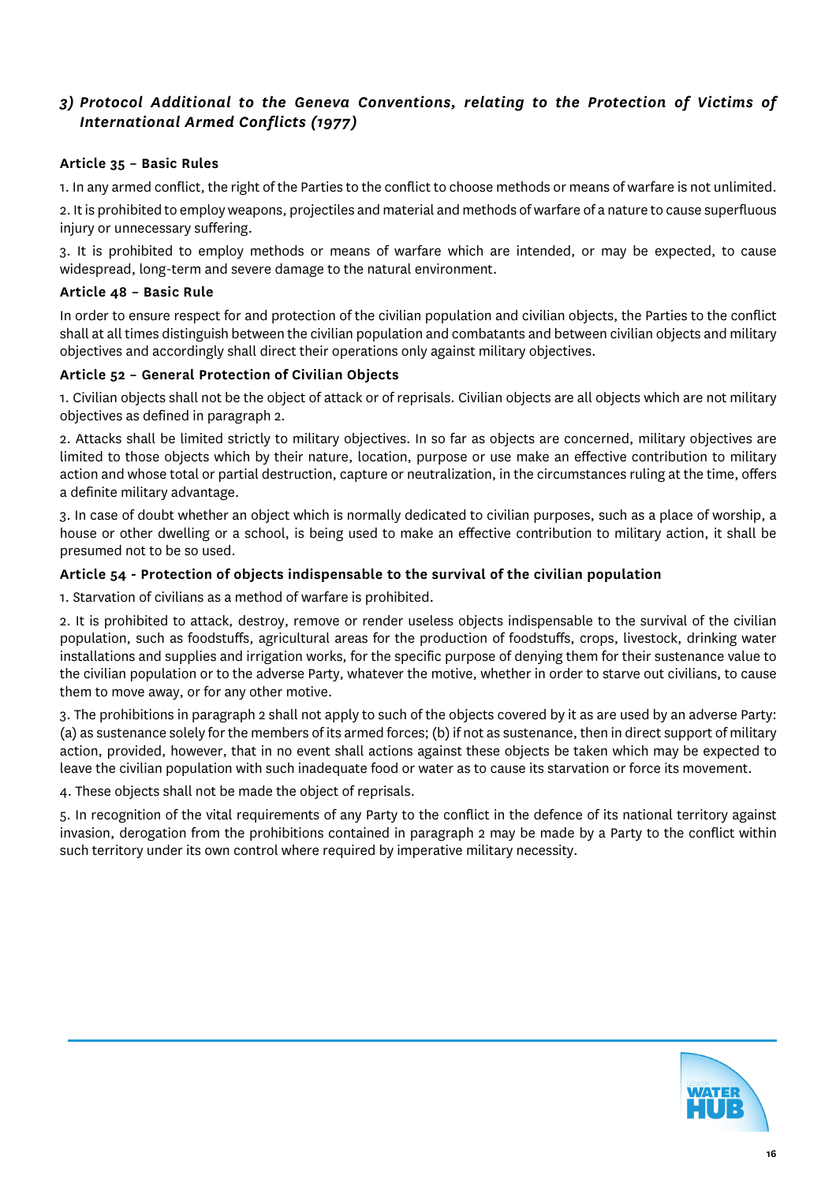### 3) *Protocol Additional to the Geneva Conventions, relating to the Protection of Victims of International Armed Conflicts (1977)*

**Article 35 – Basic Rules**

1. In any armed conflict, the right of the Parties to the conflict to choose methods or means of warfare is not unlimited.

2. It is prohibited to employ weapons, projectiles and material and methods of warfare of a nature to cause superfluous injury or unnecessary suffering.

3. It is prohibited to employ methods or means of warfare which are intended, or may be expected, to cause widespread, long-term and severe damage to the natural environment.

**Article 48 – Basic Rule**

In order to ensure respect for and protection of the civilian population and civilian objects, the Parties to the conflict shall at all times distinguish between the civilian population and combatants and between civilian objects and military objectives and accordingly shall direct their operations only against military objectives.

**Article 52 – General Protection of Civilian Objects**

1. Civilian objects shall not be the object of attack or of reprisals. Civilian objects are all objects which are not military objectives as defined in paragraph 2.

2. Attacks shall be limited strictly to military objectives. In so far as objects are concerned, military objectives are limited to those objects which by their nature, location, purpose or use make an effective contribution to military action and whose total or partial destruction, capture or neutralization, in the circumstances ruling at the time, offers a definite military advantage.

3. In case of doubt whether an object which is normally dedicated to civilian purposes, such as a place of worship, a house or other dwelling or a school, is being used to make an effective contribution to military action, it shall be presumed not to be so used.

**Article 54 - Protection of objects indispensable to the survival of the civilian population**

1. Starvation of civilians as a method of warfare is prohibited.

2. It is prohibited to attack, destroy, remove or render useless objects indispensable to the survival of the civilian population, such as foodstuffs, agricultural areas for the production of foodstuffs, crops, livestock, drinking water installations and supplies and irrigation works, for the specific purpose of denying them for their sustenance value to the civilian population or to the adverse Party, whatever the motive, whether in order to starve out civilians, to cause them to move away, or for any other motive.

3. The prohibitions in paragraph 2 shall not apply to such of the objects covered by it as are used by an adverse Party: (a) as sustenance solely for the members of its armed forces; (b) if not as sustenance, then in direct support of military action, provided, however, that in no event shall actions against these objects be taken which may be expected to leave the civilian population with such inadequate food or water as to cause its starvation or force its movement.

4. These objects shall not be made the object of reprisals.

5. In recognition of the vital requirements of any Party to the conflict in the defence of its national territory against invasion, derogation from the prohibitions contained in paragraph 2 may be made by a Party to the conflict within such territory under its own control where required by imperative military necessity.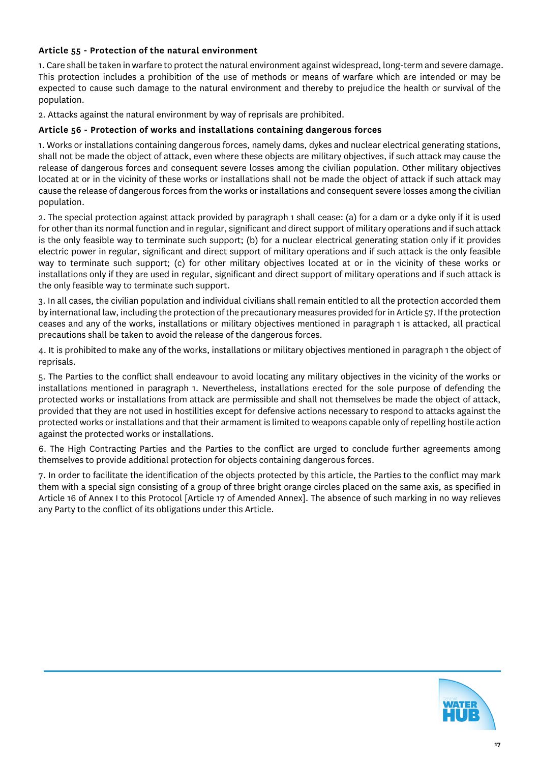### Article 55 - Protection of the natural environment

1. Care shall be taken in warfare to protect the natural environment against widespread, long-term and severe damage. This protection includes a prohibition of the use of methods or means of warfare which are intended or may be expected to cause such damage to the natural environment and thereby to prejudice the health or survival of the population.

2. Attacks against the natural environment by way of reprisals are prohibited.

### Article 56 - Protection of works and installations containing dangerous forces

1. Works or installations containing dangerous forces, namely dams, dykes and nuclear electrical generating stations, shall not be made the object of attack, even where these objects are military objectives, if such attack may cause the release of dangerous forces and consequent severe losses among the civilian population. Other military objectives located at or in the vicinity of these works or installations shall not be made the object of attack if such attack may cause the release of dangerous forces from the works or installations and consequent severe losses among the civilian population.

2. The special protection against attack provided by paragraph 1 shall cease: (a) for a dam or a dyke only if it is used for other than its normal function and in regular, significant and direct support of military operations and if such attack is the only feasible way to terminate such support; (b) for a nuclear electrical generating station only if it provides electric power in regular, significant and direct support of military operations and if such attack is the only feasible way to terminate such support; (c) for other military objectives located at or in the vicinity of these works or installations only if they are used in regular, significant and direct support of military operations and if such attack is the only feasible way to terminate such support.

3. In all cases, the civilian population and individual civilians shall remain entitled to all the protection accorded them by international law, including the protection of the precautionary measures provided for in Article 57. If the protection ceases and any of the works, installations or military objectives mentioned in paragraph 1 is attacked, all practical precautions shall be taken to avoid the release of the dangerous forces.

4. It is prohibited to make any of the works, installations or military objectives mentioned in paragraph 1 the object of reprisals.

5. The Parties to the conflict shall endeavour to avoid locating any military objectives in the vicinity of the works or installations mentioned in paragraph 1. Nevertheless, installations erected for the sole purpose of defending the protected works or installations from attack are permissible and shall not themselves be made the object of attack, provided that they are not used in hostilities except for defensive actions necessary to respond to attacks against the protected works or installations and that their armament is limited to weapons capable only of repelling hostile action against the protected works or installations.

6. The High Contracting Parties and the Parties to the conflict are urged to conclude further agreements among themselves to provide additional protection for objects containing dangerous forces.

7. In order to facilitate the identification of the objects protected by this article, the Parties to the conflict may mark them with a special sign consisting of a group of three bright orange circles placed on the same axis, as specified in Article 16 of Annex I to this Protocol [Article 17 of Amended Annex]. The absence of such marking in no way relieves any Party to the conflict of its obligations under this Article.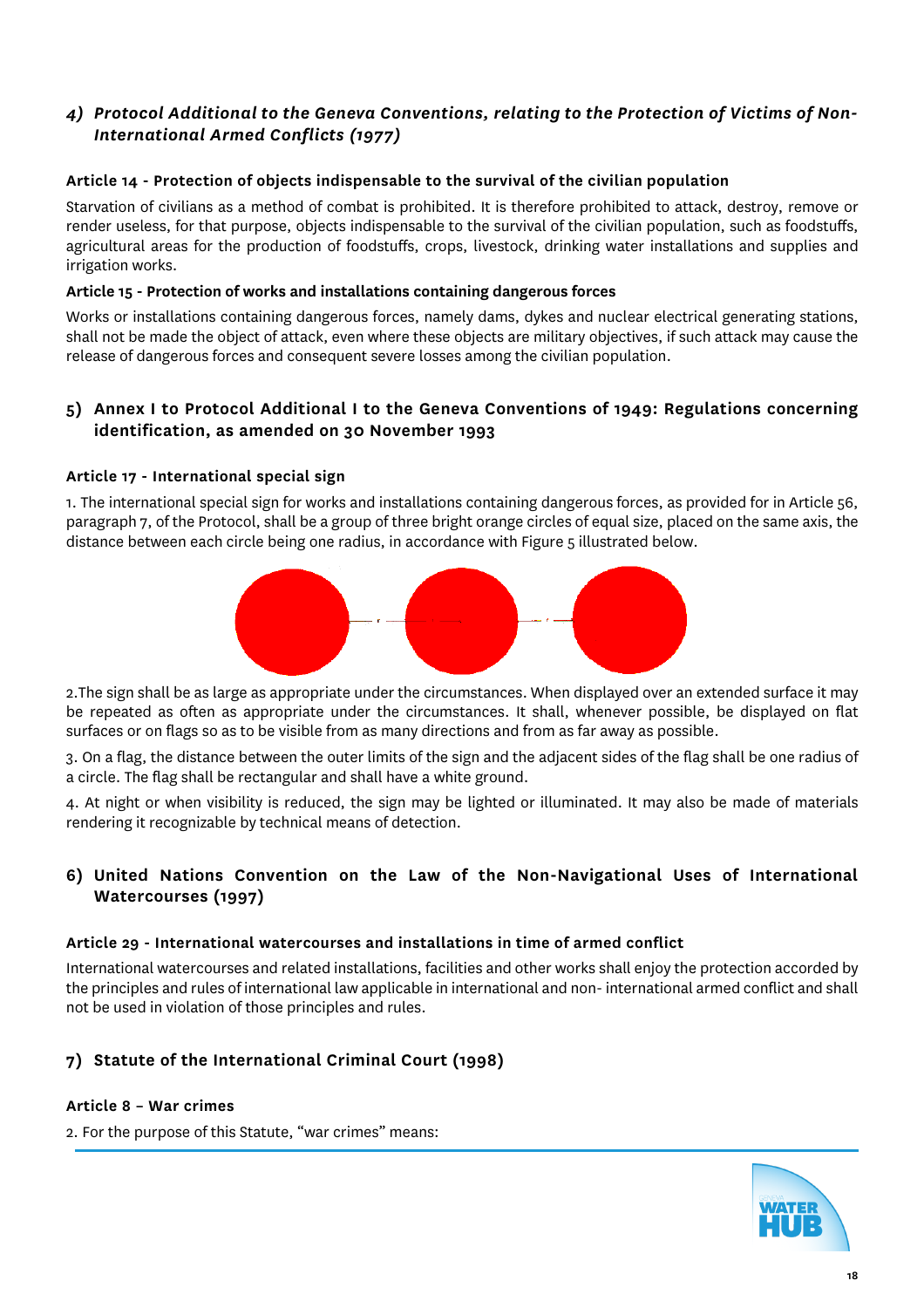### 4) *Protocol Additional to the Geneva Conventions, relating to the Protection of Victims of Non-International Armed Conflicts (1977)*

**Article 14 - Protection of objects indispensable to the survival of the civilian population**

Starvation of civilians as a method of combat is prohibited. It is therefore prohibited to attack, destroy, remove or render useless, for that purpose, objects indispensable to the survival of the civilian population, such as foodstuffs, agricultural areas for the production of foodstuffs, crops, livestock, drinking water installations and supplies and irrigation works.

**Article 15 - Protection of works and installations containing dangerous forces**

Works or installations containing dangerous forces, namely dams, dykes and nuclear electrical generating stations, shall not be made the object of attack, even where these objects are military objectives, if such attack may cause the release of dangerous forces and consequent severe losses among the civilian population.

### 5) Annex I to Protocol Additional I to the Geneva Conventions of 1949: Regulations concerning identification, as amended on 30 November 1993

**Article 17 - International special sign**

1. The international special sign for works and installations containing dangerous forces, as provided for in Article 56, paragraph 7, of the Protocol, shall be a group of three bright orange circles of equal size, placed on the same axis, the distance between each circle being one radius, in accordance with Figure 5 illustrated below.

2.The sign shall be as large as appropriate under the circumstances. When displayed over an extended surface it may be repeated as often as appropriate under the circumstances. It shall, whenever possible, be displayed on flat surfaces or on flags so as to be visible from as many directions and from as far away as possible.

3. On a flag, the distance between the outer limits of the sign and the adjacent sides of the flag shall be one radius of a circle. The flag shall be rectangular and shall have a white ground.

4. At night or when visibility is reduced, the sign may be lighted or illuminated. It may also be made of materials rendering it recognizable by technical means of detection.

### 6) United Nations Convention on the Law of the Non-Navigational Uses of International Watercourses (1997)

**Article 29 - International watercourses and installations in time of armed conflict**

International watercourses and related installations, facilities and other works shall enjoy the protection accorded by the principles and rules of international law applicable in international and non- international armed conflict and shall not be used in violation of those principles and rules.

### 7) Statute of the International Criminal Court (1998)

**Article 8 – War crimes**

2. For the purpose of this Statute, "war crimes" means: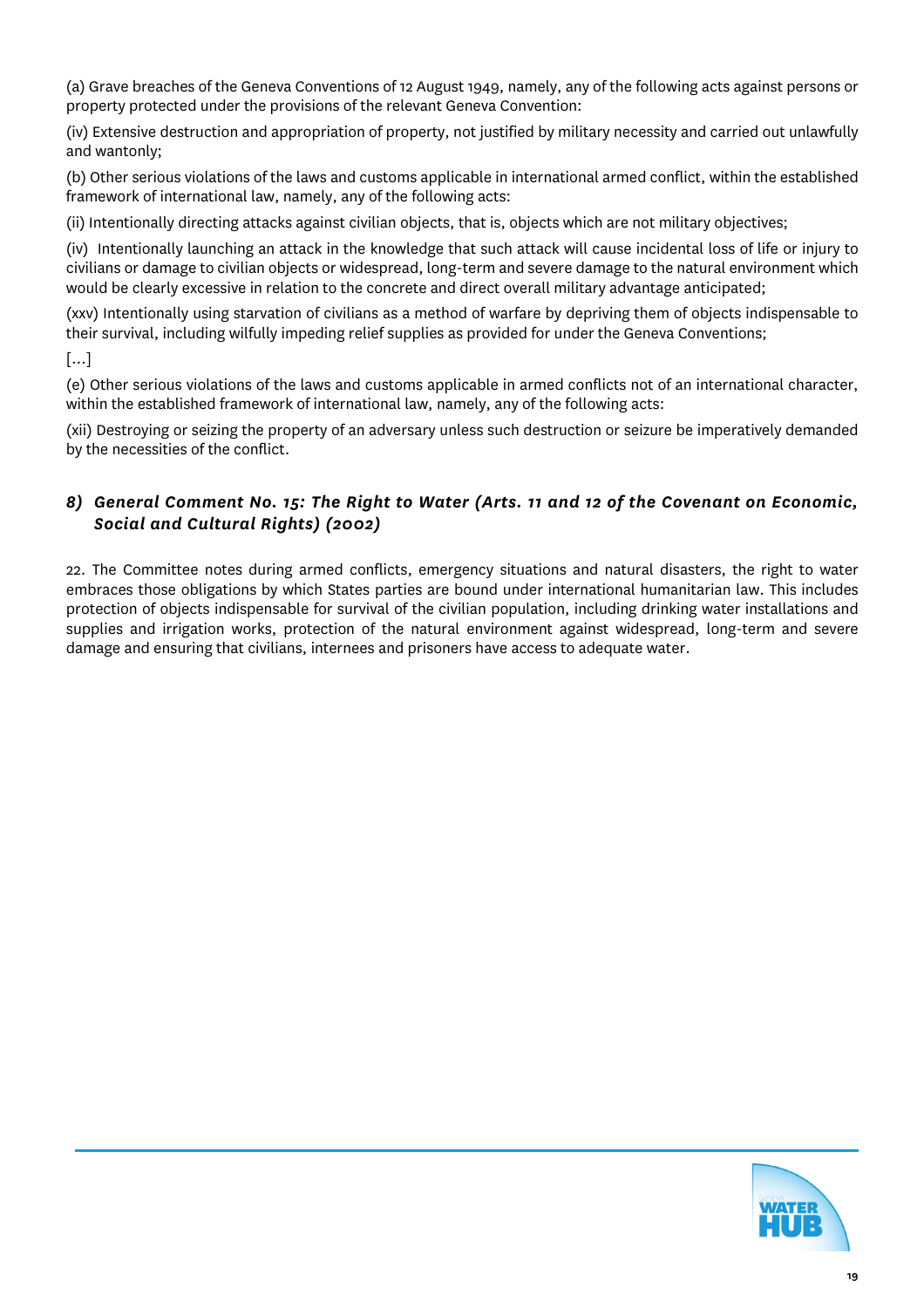(a) Grave breaches of the Geneva Conventions of 12 August 1949, namely, any of the following acts against persons or property protected under the provisions of the relevant Geneva Convention:

(iv) Extensive destruction and appropriation of property, not justified by military necessity and carried out unlawfully and wantonly;

(b) Other serious violations of the laws and customs applicable in international armed conflict, within the established framework of international law, namely, any of the following acts:

(ii) Intentionally directing attacks against civilian objects, that is, objects which are not military objectives;

(iv) Intentionally launching an attack in the knowledge that such attack will cause incidental loss of life or injury to civilians or damage to civilian objects or widespread, long-term and severe damage to the natural environment which would be clearly excessive in relation to the concrete and direct overall military advantage anticipated;

(xxv) Intentionally using starvation of civilians as a method of warfare by depriving them of objects indispensable to their survival, including wilfully impeding relief supplies as provided for under the Geneva Conventions;

[...]

(e) Other serious violations of the laws and customs applicable in armed conflicts not of an international character, within the established framework of international law, namely, any of the following acts:

(xii) Destroying or seizing the property of an adversary unless such destruction or seizure be imperatively demanded by the necessities of the conflict.

### *8) General Comment No. 15: The Right to Water (Arts. 11 and 12 of the Covenant on Economic, Social and Cultural Rights) (2002)*

22. The Committee notes during armed conflicts, emergency situations and natural disasters, the right to water embraces those obligations by which States parties are bound under international humanitarian law. This includes protection of objects indispensable for survival of the civilian population, including drinking water installations and supplies and irrigation works, protection of the natural environment against widespread, long-term and severe damage and ensuring that civilians, internees and prisoners have access to adequate water.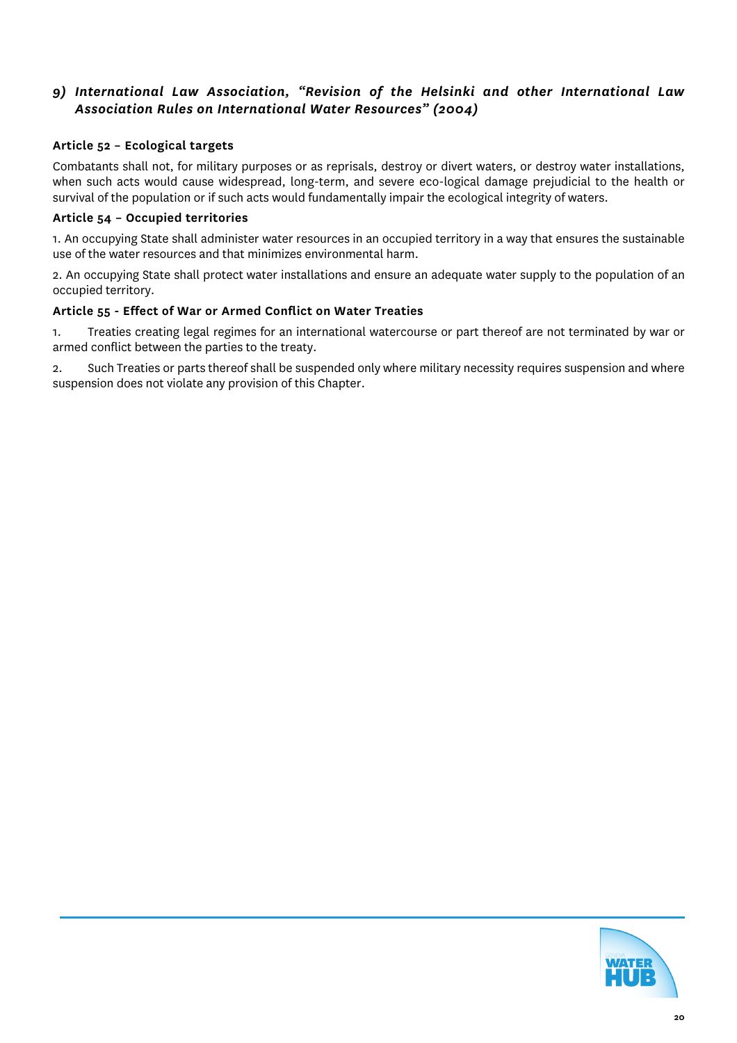## *9) International Law Association, "Revision of the Helsinki and other International Law Association Rules on International Water Resources" (2004)*

**Article 52 – Ecological targets**

Combatants shall not, for military purposes or as reprisals, destroy or divert waters, or destroy water installations, when such acts would cause widespread, long-term, and severe eco-logical damage prejudicial to the health or survival of the population or if such acts would fundamentally impair the ecological integrity of waters.

**Article 54 – Occupied territories**

1. An occupying State shall administer water resources in an occupied territory in a way that ensures the sustainable use of the water resources and that minimizes environmental harm.

2. An occupying State shall protect water installations and ensure an adequate water supply to the population of an occupied territory.

**Article 55 - Effect of War or Armed Conflict on Water Treaties**

1. Treaties creating legal regimes for an international watercourse or part thereof are not terminated by war or armed conflict between the parties to the treaty.

2. Such Treaties or parts thereof shall be suspended only where military necessity requires suspension and where suspension does not violate any provision of this Chapter.